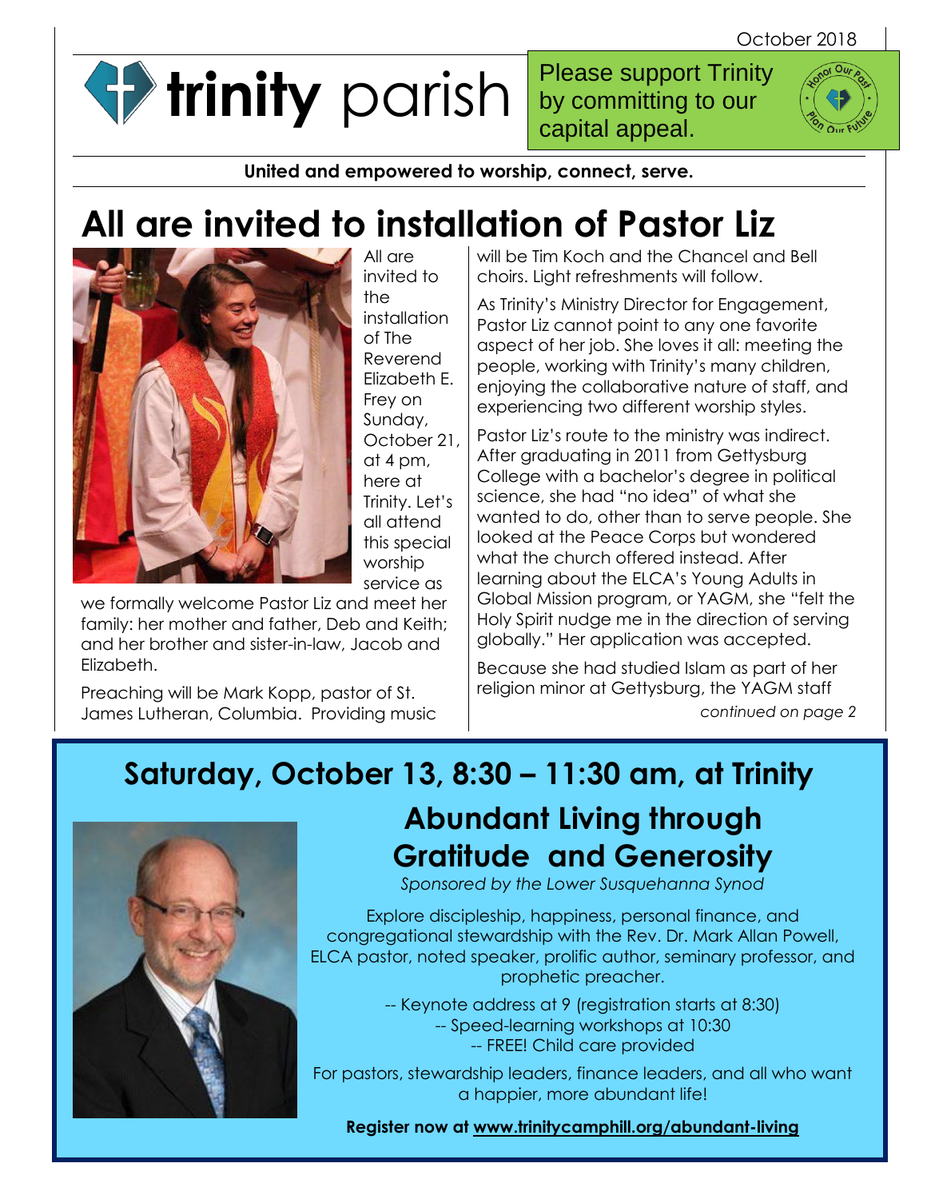October 2018

# trinity parish

Please support Trinity by committing to our capital appeal.

Honor Our Past · Plan Our Future

**United and empowered to worship, connect, serve.**

# All are invited to installation of Pastor Liz

All are invited to the installation of The Reverend Elizabeth E. Frey on Sunday, October 21, at 4 pm, here at Trinity. Let's all attend this special worship service as we formally welcome Pastor Liz and meet her family: her mother and father, Deb and Keith; and her brother and sister-in-law, Jacob and Elizabeth.

Preaching will be Mark Kopp, pastor of St. James Lutheran, Columbia. Providing music will be Tim Koch and the Chancel and Bell choirs. Light refreshments will follow.

As Trinity's Ministry Director for Engagement, Pastor Liz cannot point to any one favorite aspect of her job. She loves it all: meeting the people, working with Trinity's many children, enjoying the collaborative nature of staff, and experiencing two different worship styles.

Pastor Liz's route to the ministry was indirect. After graduating in 2011 from Gettysburg College with a bachelor's degree in political science, she had "no idea" of what she wanted to do, other than to serve people. She looked at the Peace Corps but wondered what the church offered instead. After learning about the ELCA's Young Adults in Global Mission program, or YAGM, she "felt the Holy Spirit nudge me in the direction of serving globally." Her application was accepted.

Because she had studied Islam as part of her religion minor at Gettysburg, the YAGM staff

*continued on page 2*

## Saturday, October 13, 8:30 – 11:30 am, at Trinity

## Abundant Living through Gratitude and Generosity

*Sponsored by the Lower Susquehanna Synod*

Explore discipleship, happiness, personal finance, and congregational stewardship with the Rev. Dr. Mark Allan Powell, ELCA pastor, noted speaker, prolific author, seminary professor, and prophetic preacher.

-- Keynote address at 9 (registration starts at 8:30)
-- Speed-learning workshops at 10:30
-- FREE! Child care provided

For pastors, stewardship leaders, finance leaders, and all who want a happier, more abundant life!

**Register now at www.trinitycamphill.org/abundant-living**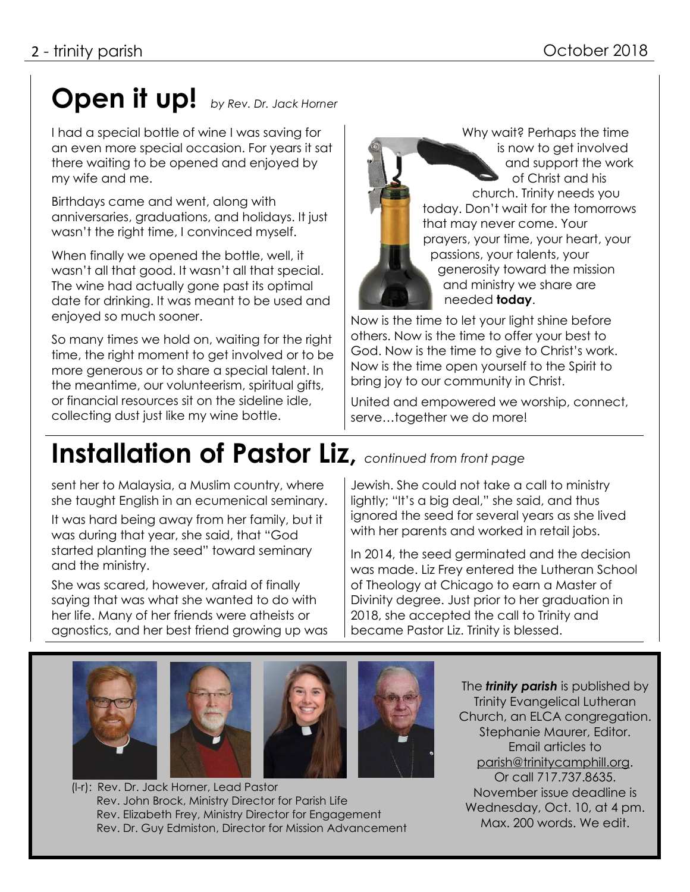# Open it up! *by Rev. Dr. Jack Horner*

I had a special bottle of wine I was saving for an even more special occasion. For years it sat there waiting to be opened and enjoyed by my wife and me.

Birthdays came and went, along with anniversaries, graduations, and holidays. It just wasn't the right time, I convinced myself.

When finally we opened the bottle, well, it wasn't all that good. It wasn't all that special. The wine had actually gone past its optimal date for drinking. It was meant to be used and enjoyed so much sooner.

So many times we hold on, waiting for the right time, the right moment to get involved or to be more generous or to share a special talent. In the meantime, our volunteerism, spiritual gifts, or financial resources sit on the sideline idle, collecting dust just like my wine bottle.

Why wait? Perhaps the time is now to get involved and support the work of Christ and his church. Trinity needs you today. Don't wait for the tomorrows that may never come. Your prayers, your time, your heart, your passions, your talents, your generosity toward the mission and ministry we share are needed **today**.

Now is the time to let your light shine before others. Now is the time to offer your best to God. Now is the time to give to Christ's work. Now is the time open yourself to the Spirit to bring joy to our community in Christ.

United and empowered we worship, connect, serve…together we do more!

# Installation of Pastor Liz, *continued from front page*

sent her to Malaysia, a Muslim country, where she taught English in an ecumenical seminary.

It was hard being away from her family, but it was during that year, she said, that "God started planting the seed" toward seminary and the ministry.

She was scared, however, afraid of finally saying that was what she wanted to do with her life. Many of her friends were atheists or agnostics, and her best friend growing up was Jewish. She could not take a call to ministry lightly; "It's a big deal," she said, and thus ignored the seed for several years as she lived with her parents and worked in retail jobs.

In 2014, the seed germinated and the decision was made. Liz Frey entered the Lutheran School of Theology at Chicago to earn a Master of Divinity degree. Just prior to her graduation in 2018, she accepted the call to Trinity and became Pastor Liz. Trinity is blessed.

(l-r): Rev. Dr. Jack Horner, Lead Pastor
Rev. John Brock, Ministry Director for Parish Life
Rev. Elizabeth Frey, Ministry Director for Engagement
Rev. Dr. Guy Edmiston, Director for Mission Advancement

The ***trinity parish*** is published by Trinity Evangelical Lutheran Church, an ELCA congregation. Stephanie Maurer, Editor. Email articles to parish@trinitycamphill.org. Or call 717.737.8635. November issue deadline is Wednesday, Oct. 10, at 4 pm. Max. 200 words. We edit.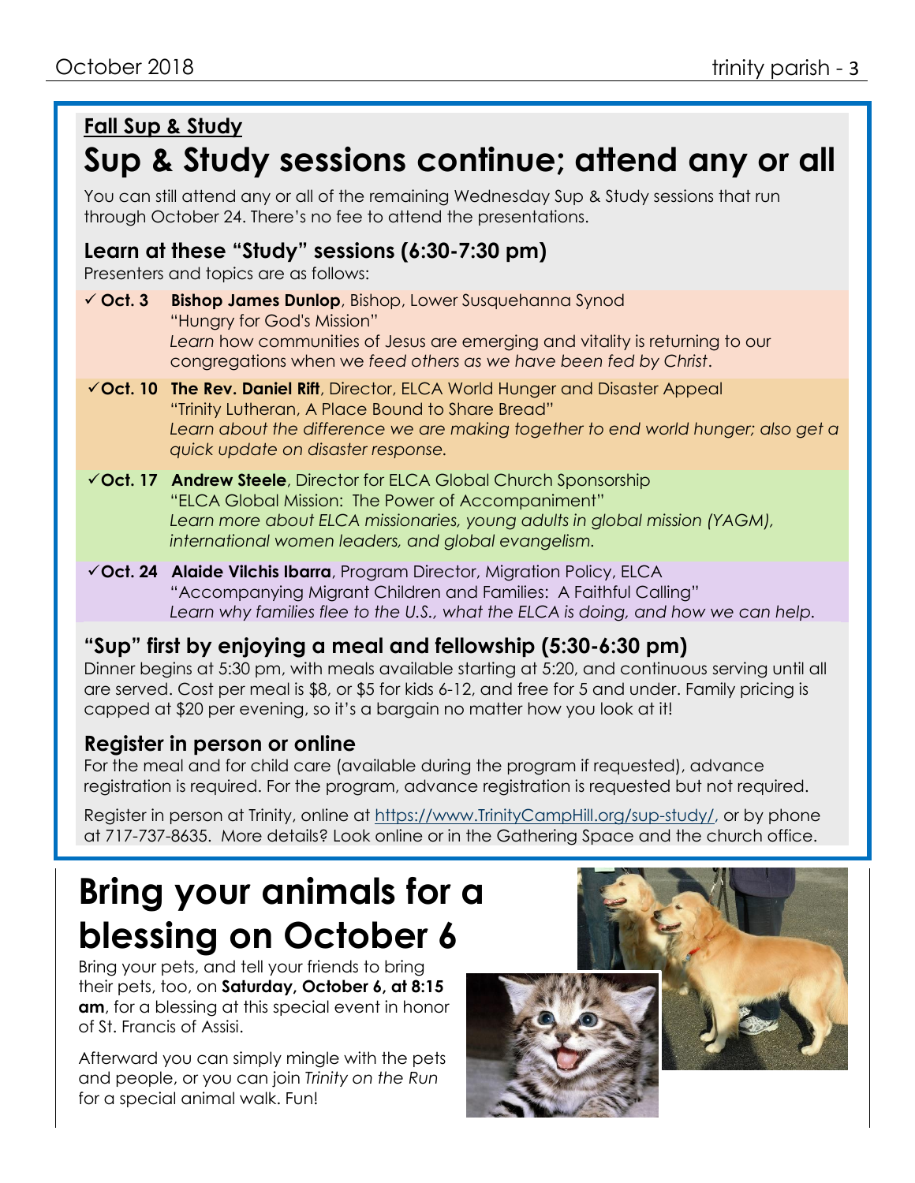**Fall Sup & Study**

# Sup & Study sessions continue; attend any or all

You can still attend any or all of the remaining Wednesday Sup & Study sessions that run through October 24. There's no fee to attend the presentations.

## Learn at these "Study" sessions (6:30-7:30 pm)

Presenters and topics are as follows:

- ✓ **Oct. 3** **Bishop James Dunlop**, Bishop, Lower Susquehanna Synod
  "Hungry for God's Mission"
  *Learn* how communities of Jesus are emerging and vitality is returning to our congregations when we *feed others as we have been fed by Christ*.

- ✓ **Oct. 10** **The Rev. Daniel Rift**, Director, ELCA World Hunger and Disaster Appeal
  "Trinity Lutheran, A Place Bound to Share Bread"
  *Learn about the difference we are making together to end world hunger; also get a quick update on disaster response.*

- ✓ **Oct. 17** **Andrew Steele**, Director for ELCA Global Church Sponsorship
  "ELCA Global Mission: The Power of Accompaniment"
  *Learn more about ELCA missionaries, young adults in global mission (YAGM), international women leaders, and global evangelism.*

- ✓ **Oct. 24** **Alaide Vilchis Ibarra**, Program Director, Migration Policy, ELCA
  "Accompanying Migrant Children and Families: A Faithful Calling"
  *Learn why families flee to the U.S., what the ELCA is doing, and how we can help.*

## "Sup" first by enjoying a meal and fellowship (5:30-6:30 pm)

Dinner begins at 5:30 pm, with meals available starting at 5:20, and continuous serving until all are served. Cost per meal is $8, or $5 for kids 6-12, and free for 5 and under. Family pricing is capped at $20 per evening, so it's a bargain no matter how you look at it!

## Register in person or online

For the meal and for child care (available during the program if requested), advance registration is required. For the program, advance registration is requested but not required.

Register in person at Trinity, online at https://www.TrinityCampHill.org/sup-study/, or by phone at 717-737-8635. More details? Look online or in the Gathering Space and the church office.

# Bring your animals for a blessing on October 6

Bring your pets, and tell your friends to bring their pets, too, on **Saturday, October 6, at 8:15 am**, for a blessing at this special event in honor of St. Francis of Assisi.

Afterward you can simply mingle with the pets and people, or you can join *Trinity on the Run* for a special animal walk. Fun!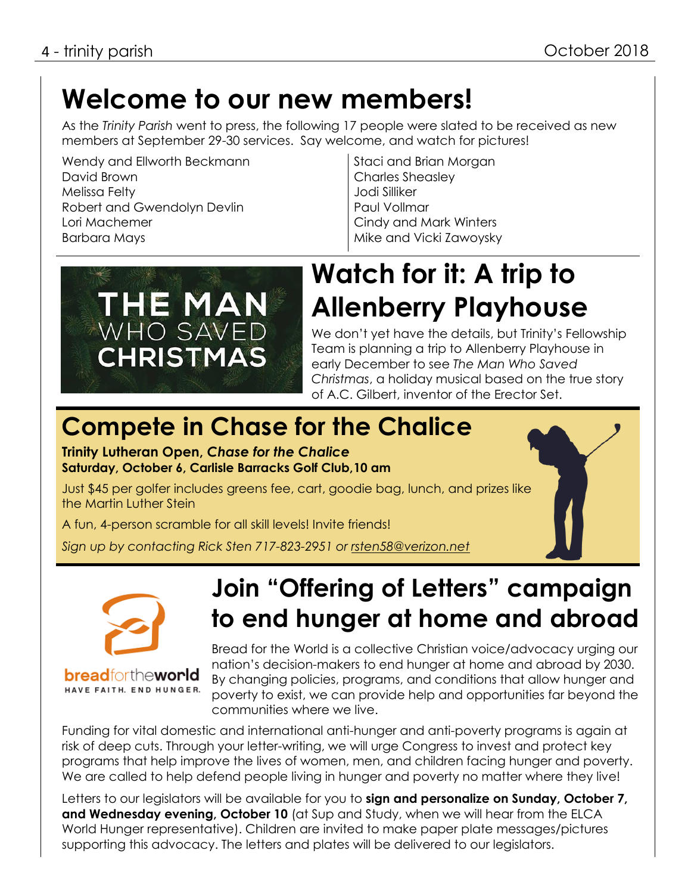# Welcome to our new members!

As the *Trinity Parish* went to press, the following 17 people were slated to be received as new members at September 29-30 services. Say welcome, and watch for pictures!

Wendy and Ellworth Beckmann
David Brown
Melissa Felty
Robert and Gwendolyn Devlin
Lori Machemer
Barbara Mays
Staci and Brian Morgan
Charles Sheasley
Jodi Silliker
Paul Vollmar
Cindy and Mark Winters
Mike and Vicki Zawoysky

THE MAN WHO SAVED CHRISTMAS

# Watch for it: A trip to Allenberry Playhouse

We don't yet have the details, but Trinity's Fellowship Team is planning a trip to Allenberry Playhouse in early December to see *The Man Who Saved Christmas*, a holiday musical based on the true story of A.C. Gilbert, inventor of the Erector Set.

# Compete in Chase for the Chalice

**Trinity Lutheran Open, *Chase for the Chalice***
**Saturday, October 6, Carlisle Barracks Golf Club,10 am**

Just $45 per golfer includes greens fee, cart, goodie bag, lunch, and prizes like the Martin Luther Stein

A fun, 4-person scramble for all skill levels! Invite friends!

*Sign up by contacting Rick Sten 717-823-2951 or rsten58@verizon.net*

breadfortheworld
HAVE FAITH. END HUNGER.

# Join "Offering of Letters" campaign to end hunger at home and abroad

Bread for the World is a collective Christian voice/advocacy urging our nation's decision-makers to end hunger at home and abroad by 2030. By changing policies, programs, and conditions that allow hunger and poverty to exist, we can provide help and opportunities far beyond the communities where we live.

Funding for vital domestic and international anti-hunger and anti-poverty programs is again at risk of deep cuts. Through your letter-writing, we will urge Congress to invest and protect key programs that help improve the lives of women, men, and children facing hunger and poverty. We are called to help defend people living in hunger and poverty no matter where they live!

Letters to our legislators will be available for you to **sign and personalize on Sunday, October 7, and Wednesday evening, October 10** (at Sup and Study, when we will hear from the ELCA World Hunger representative). Children are invited to make paper plate messages/pictures supporting this advocacy. The letters and plates will be delivered to our legislators.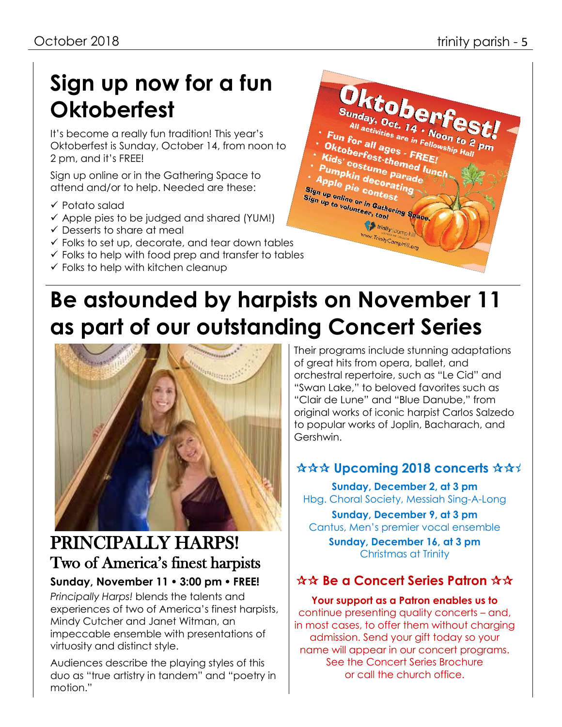# Sign up now for a fun Oktoberfest

It's become a really fun tradition! This year's Oktoberfest is Sunday, October 14, from noon to 2 pm, and it's FREE!

Sign up online or in the Gathering Space to attend and/or to help. Needed are these:

- ✓ Potato salad
- ✓ Apple pies to be judged and shared (YUM!)
- ✓ Desserts to share at meal
- ✓ Folks to set up, decorate, and tear down tables
- ✓ Folks to help with food prep and transfer to tables
- ✓ Folks to help with kitchen cleanup

**Oktoberfest!**

Sunday, Oct. 14 • Noon to 2 pm

All activities are in Fellowship Hall

- Fun for all ages - FREE!
- Oktoberfest-themed lunch
- Kids' costume parade
- Pumpkin decorating
- Apple pie contest

Sign up online or in Gathering Space.
Sign up to volunteer, too!

www.TrinityCampHill.org

# Be astounded by harpists on November 11 as part of our outstanding Concert Series

## PRINCIPALLY HARPS!

### Two of America's finest harpists

**Sunday, November 11 • 3:00 pm • FREE!**

*Principally Harps!* blends the talents and experiences of two of America's finest harpists, Mindy Cutcher and Janet Witman, an impeccable ensemble with presentations of virtuosity and distinct style.

Audiences describe the playing styles of this duo as "true artistry in tandem" and "poetry in motion."

Their programs include stunning adaptations of great hits from opera, ballet, and orchestral repertoire, such as "Le Cid" and "Swan Lake," to beloved favorites such as "Clair de Lune" and "Blue Danube," from original works of iconic harpist Carlos Salzedo to popular works of Joplin, Bacharach, and Gershwin.

### ☆☆☆ Upcoming 2018 concerts ☆☆☆

**Sunday, December 2, at 3 pm**
Hbg. Choral Society, Messiah Sing-A-Long

**Sunday, December 9, at 3 pm**
Cantus, Men's premier vocal ensemble

**Sunday, December 16, at 3 pm**
Christmas at Trinity

### ☆☆ Be a Concert Series Patron ☆☆

**Your support as a Patron enables us to** continue presenting quality concerts – and, in most cases, to offer them without charging admission. Send your gift today so your name will appear in our concert programs. See the Concert Series Brochure or call the church office.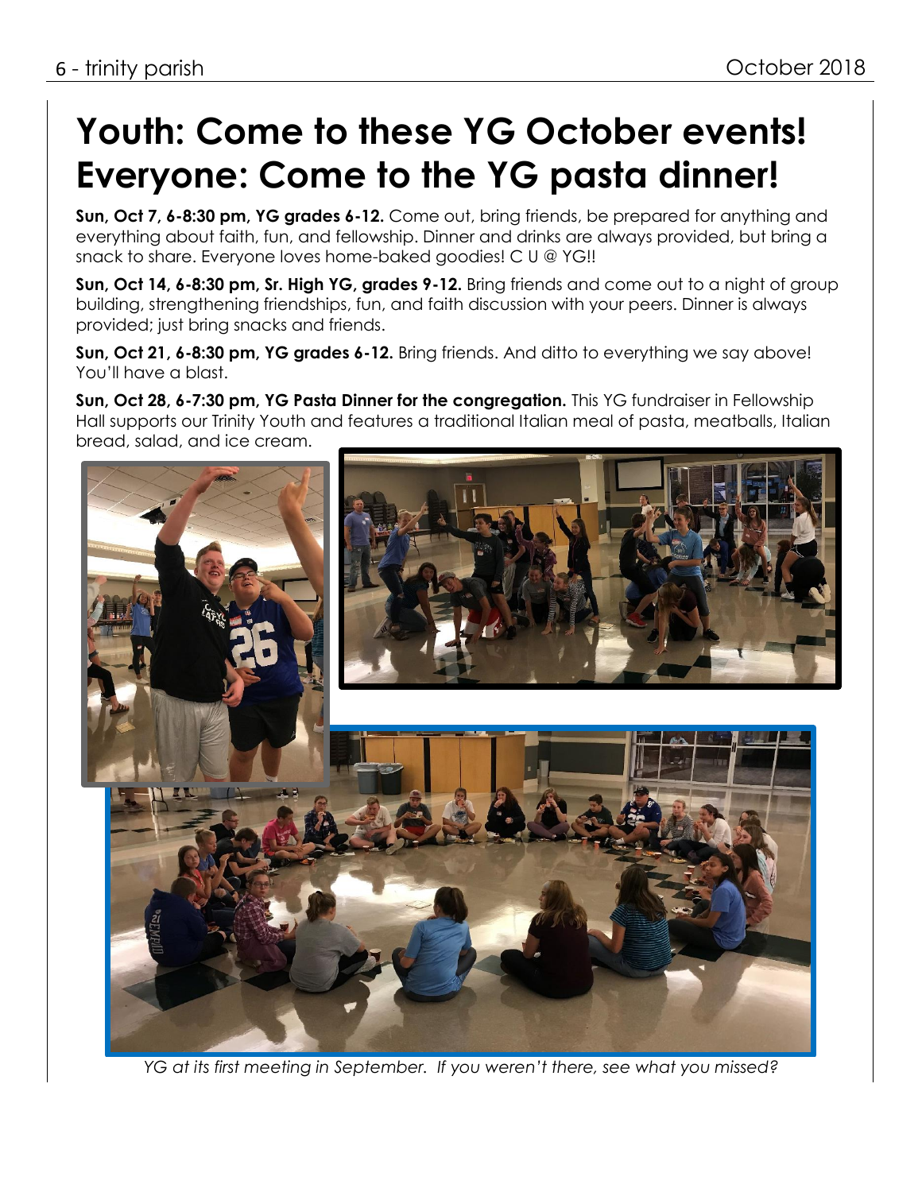# Youth: Come to these YG October events! Everyone: Come to the YG pasta dinner!

**Sun, Oct 7, 6-8:30 pm, YG grades 6-12.** Come out, bring friends, be prepared for anything and everything about faith, fun, and fellowship. Dinner and drinks are always provided, but bring a snack to share. Everyone loves home-baked goodies! C U @ YG!!

**Sun, Oct 14, 6-8:30 pm, Sr. High YG, grades 9-12.** Bring friends and come out to a night of group building, strengthening friendships, fun, and faith discussion with your peers. Dinner is always provided; just bring snacks and friends.

**Sun, Oct 21, 6-8:30 pm, YG grades 6-12.** Bring friends. And ditto to everything we say above! You'll have a blast.

**Sun, Oct 28, 6-7:30 pm, YG Pasta Dinner for the congregation.** This YG fundraiser in Fellowship Hall supports our Trinity Youth and features a traditional Italian meal of pasta, meatballs, Italian bread, salad, and ice cream.

*YG at its first meeting in September. If you weren't there, see what you missed?*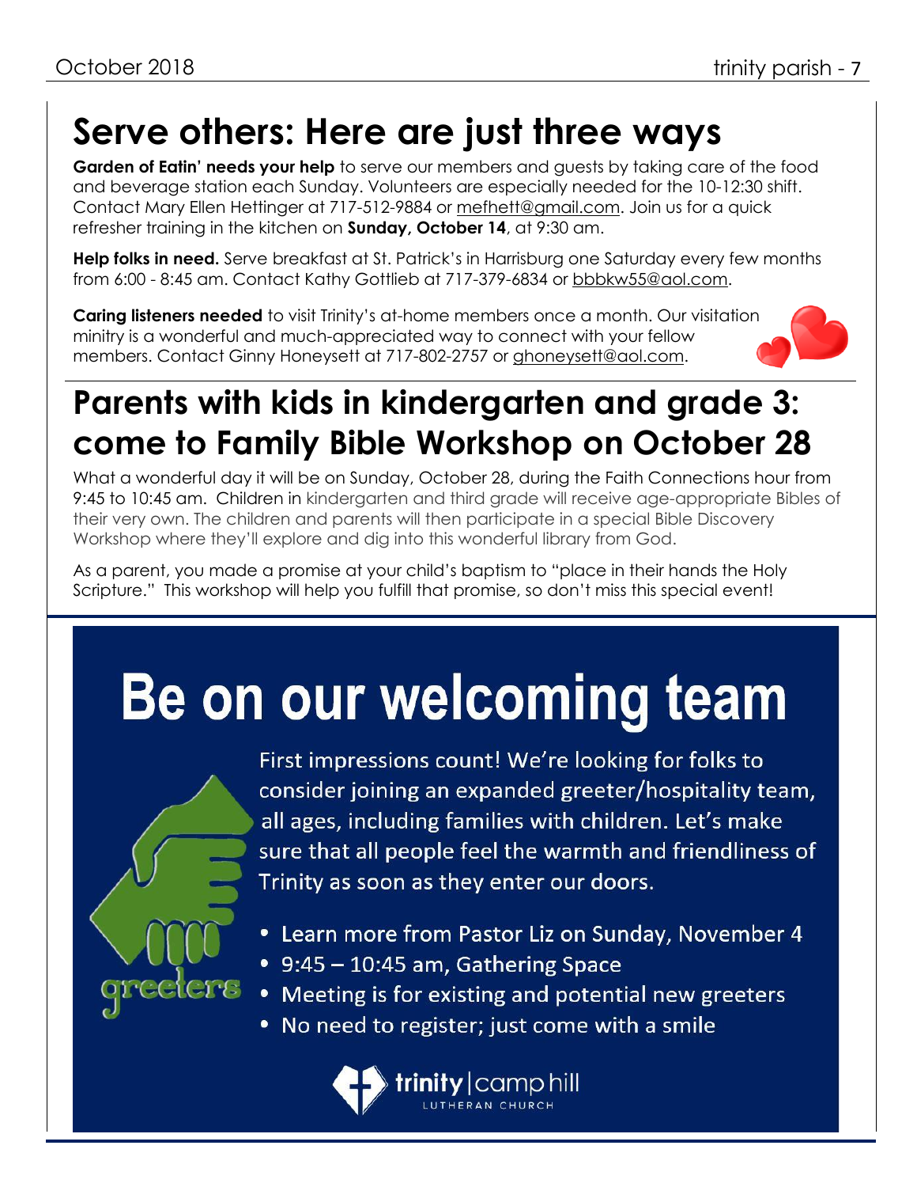# Serve others: Here are just three ways

**Garden of Eatin' needs your help** to serve our members and guests by taking care of the food and beverage station each Sunday. Volunteers are especially needed for the 10-12:30 shift. Contact Mary Ellen Hettinger at 717-512-9884 or mefhett@gmail.com. Join us for a quick refresher training in the kitchen on **Sunday, October 14**, at 9:30 am.

**Help folks in need.** Serve breakfast at St. Patrick's in Harrisburg one Saturday every few months from 6:00 - 8:45 am. Contact Kathy Gottlieb at 717-379-6834 or bbbkw55@aol.com.

**Caring listeners needed** to visit Trinity's at-home members once a month. Our visitation minitry is a wonderful and much-appreciated way to connect with your fellow members. Contact Ginny Honeysett at 717-802-2757 or ghoneysett@aol.com.

# Parents with kids in kindergarten and grade 3: come to Family Bible Workshop on October 28

What a wonderful day it will be on Sunday, October 28, during the Faith Connections hour from 9:45 to 10:45 am. Children in kindergarten and third grade will receive age-appropriate Bibles of their very own. The children and parents will then participate in a special Bible Discovery Workshop where they'll explore and dig into this wonderful library from God.

As a parent, you made a promise at your child's baptism to "place in their hands the Holy Scripture." This workshop will help you fulfill that promise, so don't miss this special event!

# Be on our welcoming team

greeters

First impressions count! We're looking for folks to consider joining an expanded greeter/hospitality team, all ages, including families with children. Let's make sure that all people feel the warmth and friendliness of Trinity as soon as they enter our doors.

- Learn more from Pastor Liz on Sunday, November 4
- 9:45 – 10:45 am, Gathering Space
- Meeting is for existing and potential new greeters
- No need to register; just come with a smile

trinity | camp hill
LUTHERAN CHURCH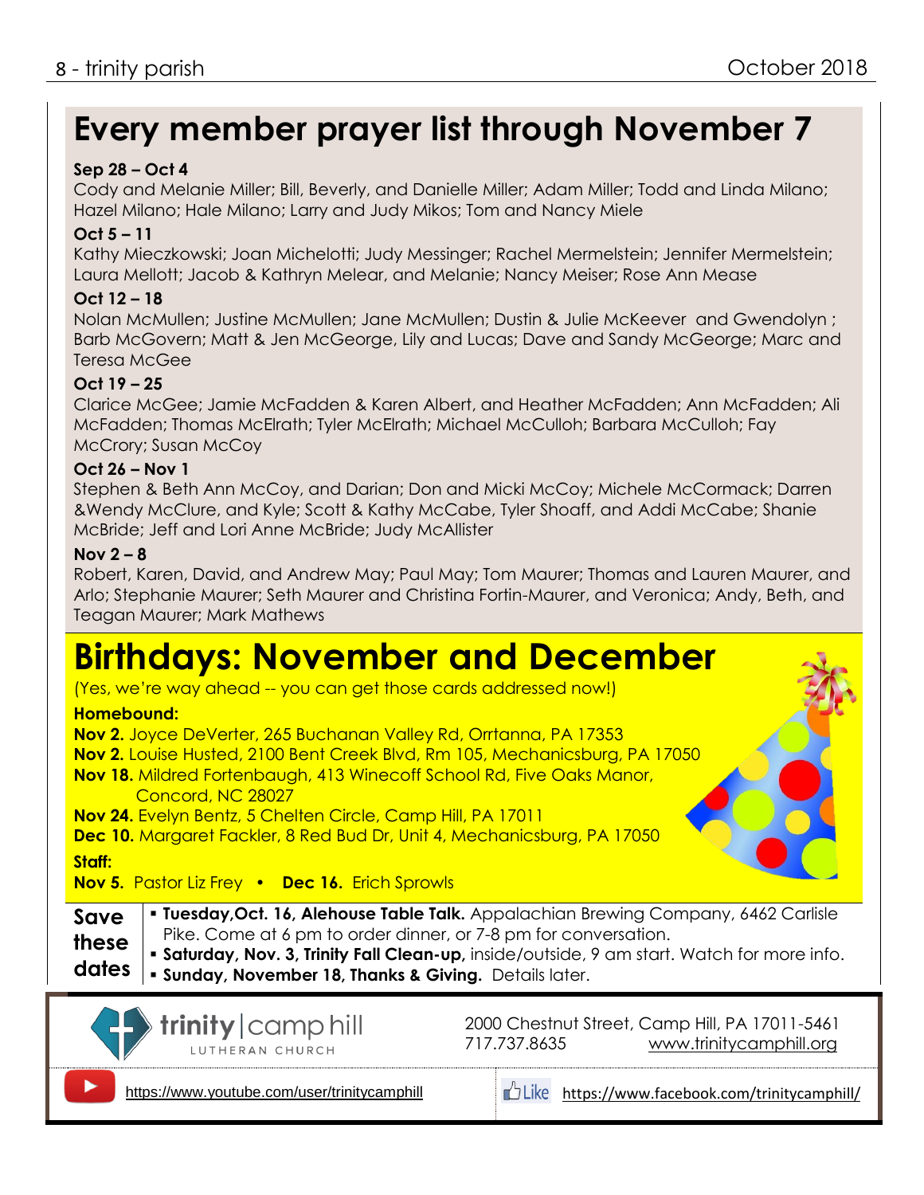# Every member prayer list through November 7

**Sep 28 – Oct 4**

Cody and Melanie Miller; Bill, Beverly, and Danielle Miller; Adam Miller; Todd and Linda Milano; Hazel Milano; Hale Milano; Larry and Judy Mikos; Tom and Nancy Miele

**Oct 5 – 11**

Kathy Mieczkowski; Joan Michelotti; Judy Messinger; Rachel Mermelstein; Jennifer Mermelstein; Laura Mellott; Jacob & Kathryn Melear, and Melanie; Nancy Meiser; Rose Ann Mease

**Oct 12 – 18**

Nolan McMullen; Justine McMullen; Jane McMullen; Dustin & Julie McKeever and Gwendolyn ; Barb McGovern; Matt & Jen McGeorge, Lily and Lucas; Dave and Sandy McGeorge; Marc and Teresa McGee

**Oct 19 – 25**

Clarice McGee; Jamie McFadden & Karen Albert, and Heather McFadden; Ann McFadden; Ali McFadden; Thomas McElrath; Tyler McElrath; Michael McCulloh; Barbara McCulloh; Fay McCrory; Susan McCoy

**Oct 26 – Nov 1**

Stephen & Beth Ann McCoy, and Darian; Don and Micki McCoy; Michele McCormack; Darren &Wendy McClure, and Kyle; Scott & Kathy McCabe, Tyler Shoaff, and Addi McCabe; Shanie McBride; Jeff and Lori Anne McBride; Judy McAllister

**Nov 2 – 8**

Robert, Karen, David, and Andrew May; Paul May; Tom Maurer; Thomas and Lauren Maurer, and Arlo; Stephanie Maurer; Seth Maurer and Christina Fortin-Maurer, and Veronica; Andy, Beth, and Teagan Maurer; Mark Mathews

# Birthdays: November and December

(Yes, we're way ahead -- you can get those cards addressed now!)

**Homebound:**

**Nov 2.** Joyce DeVerter, 265 Buchanan Valley Rd, Orrtanna, PA 17353
**Nov 2.** Louise Husted, 2100 Bent Creek Blvd, Rm 105, Mechanicsburg, PA 17050
**Nov 18.** Mildred Fortenbaugh, 413 Winecoff School Rd, Five Oaks Manor, Concord, NC 28027
**Nov 24.** Evelyn Bentz, 5 Chelten Circle, Camp Hill, PA 17011
**Dec 10.** Margaret Fackler, 8 Red Bud Dr, Unit 4, Mechanicsburg, PA 17050

**Staff:**

**Nov 5.** Pastor Liz Frey • **Dec 16.** Erich Sprowls

**Save these dates**

- **Tuesday,Oct. 16, Alehouse Table Talk.** Appalachian Brewing Company, 6462 Carlisle Pike. Come at 6 pm to order dinner, or 7-8 pm for conversation.
- **Saturday, Nov. 3, Trinity Fall Clean-up,** inside/outside, 9 am start. Watch for more info.
- **Sunday, November 18, Thanks & Giving.** Details later.

trinity | camp hill
LUTHERAN CHURCH

2000 Chestnut Street, Camp Hill, PA 17011-5461
717.737.8635 www.trinitycamphill.org

https://www.youtube.com/user/trinitycamphill

Like https://www.facebook.com/trinitycamphill/